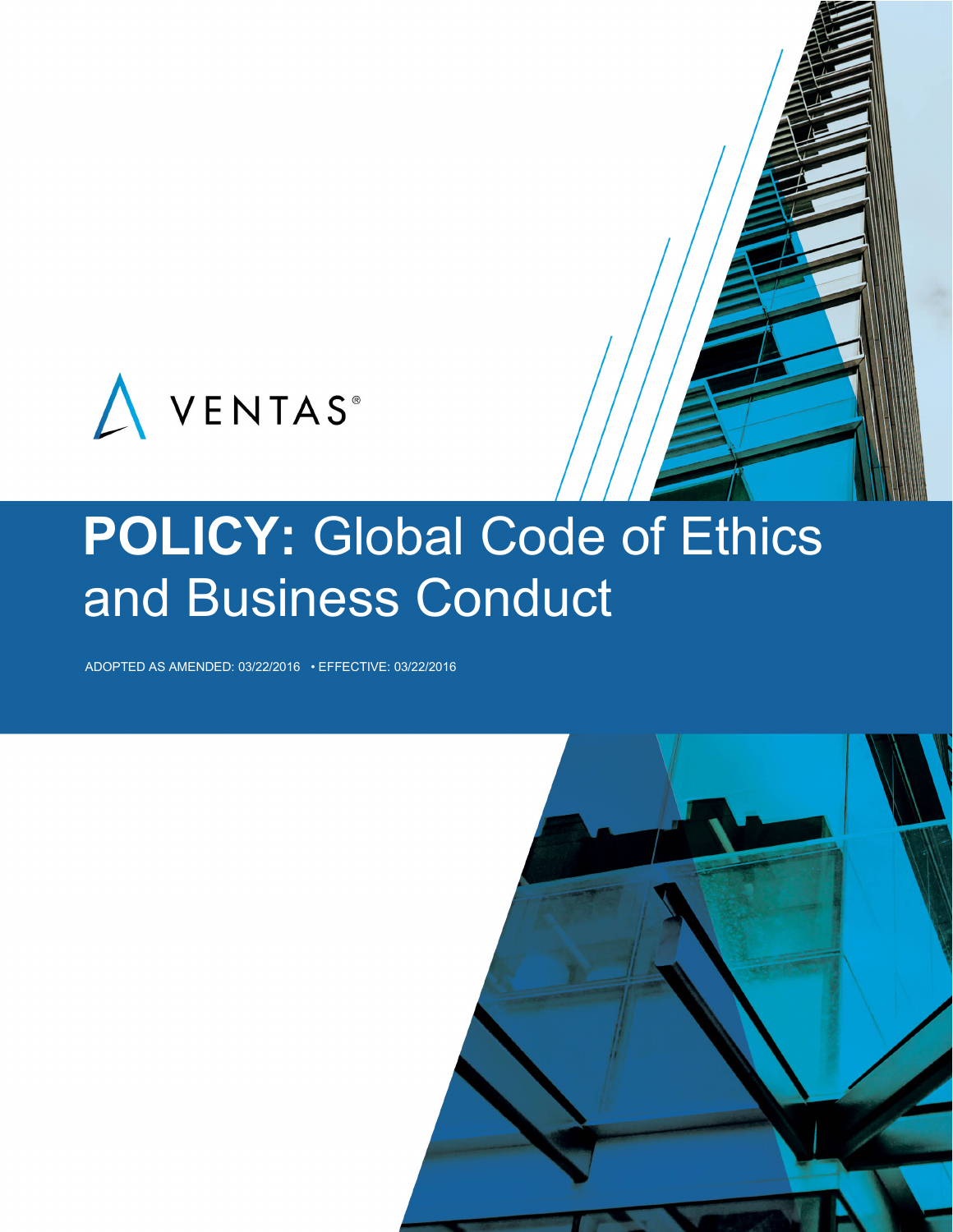VENTAS®

# POLICY: Global Code of Ethics and Business Conduct

ADOPTED AS AMENDED: 03/22/2016 • EFFECTIVE: 03/22/2016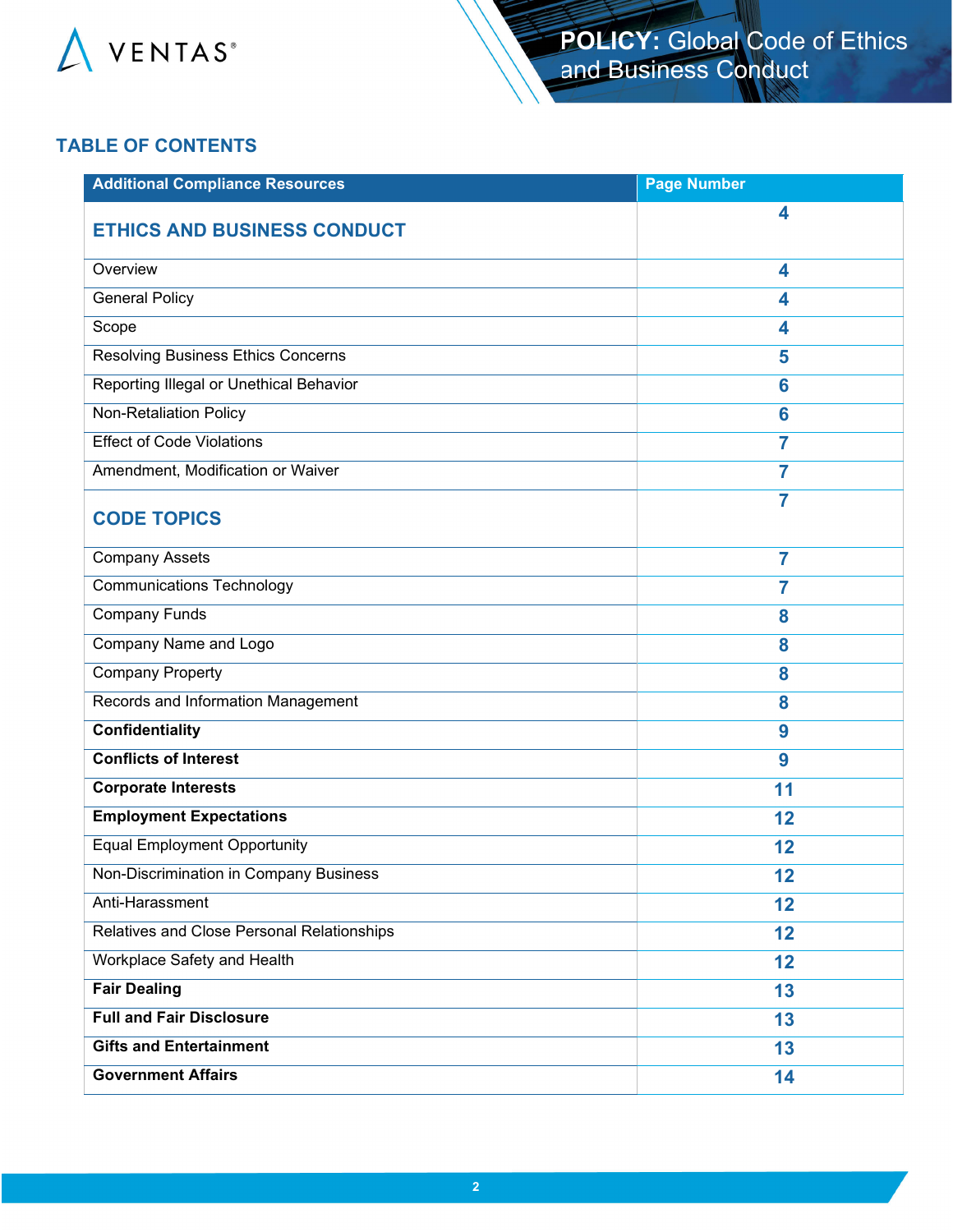## TABLE OF CONTENTS

| Additional Compliance Resources | Page Number |
|---|---|
| **ETHICS AND BUSINESS CONDUCT** | 4 |
| Overview | 4 |
| General Policy | 4 |
| Scope | 4 |
| Resolving Business Ethics Concerns | 5 |
| Reporting Illegal or Unethical Behavior | 6 |
| Non-Retaliation Policy | 6 |
| Effect of Code Violations | 7 |
| Amendment, Modification or Waiver | 7 |
| **CODE TOPICS** | 7 |
| Company Assets | 7 |
| Communications Technology | 7 |
| Company Funds | 8 |
| Company Name and Logo | 8 |
| Company Property | 8 |
| Records and Information Management | 8 |
| **Confidentiality** | 9 |
| **Conflicts of Interest** | 9 |
| **Corporate Interests** | 11 |
| **Employment Expectations** | 12 |
| Equal Employment Opportunity | 12 |
| Non-Discrimination in Company Business | 12 |
| Anti-Harassment | 12 |
| Relatives and Close Personal Relationships | 12 |
| Workplace Safety and Health | 12 |
| **Fair Dealing** | 13 |
| **Full and Fair Disclosure** | 13 |
| **Gifts and Entertainment** | 13 |
| **Government Affairs** | 14 |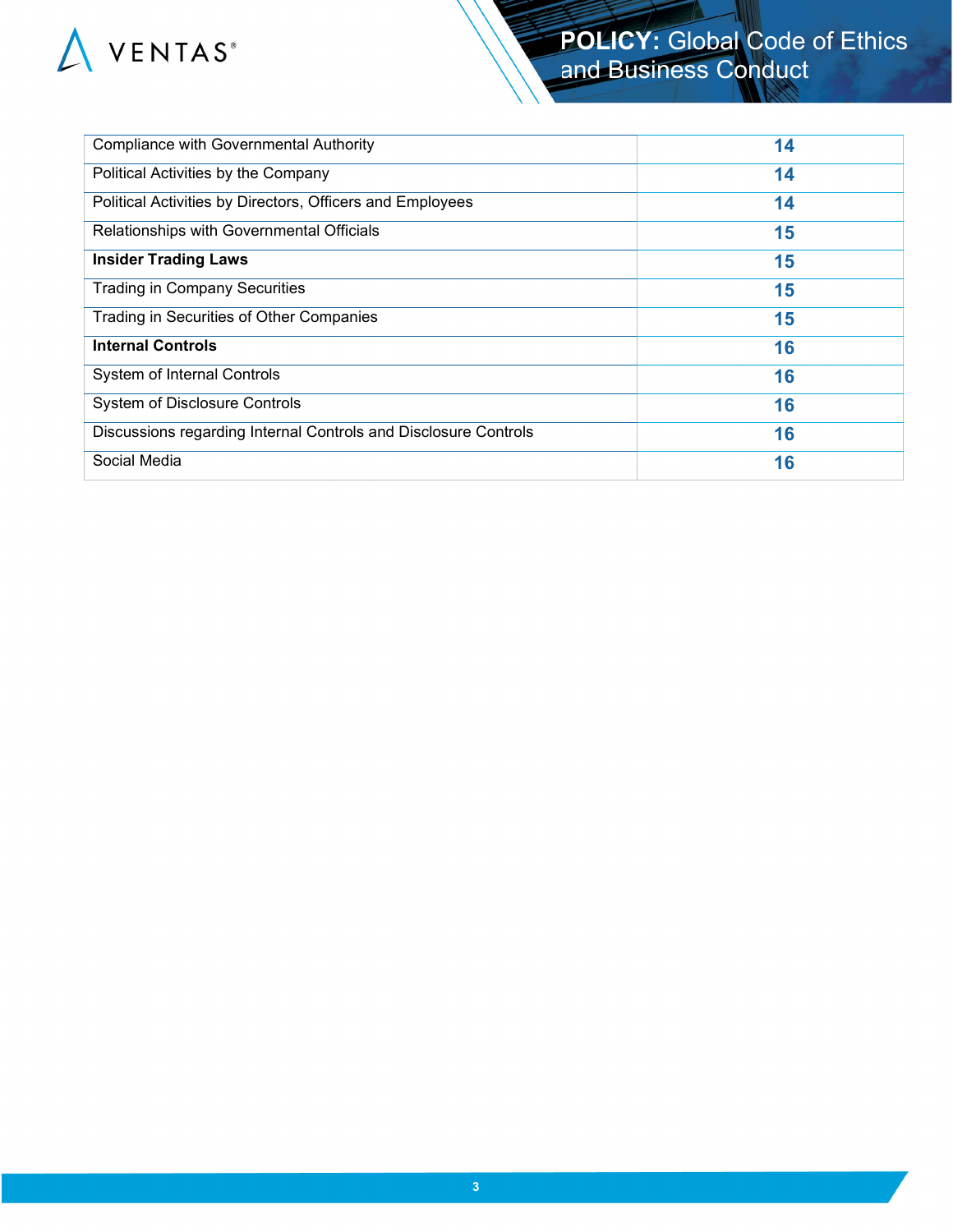| | |
|---|---|
| Compliance with Governmental Authority | 14 |
| Political Activities by the Company | 14 |
| Political Activities by Directors, Officers and Employees | 14 |
| Relationships with Governmental Officials | 15 |
| **Insider Trading Laws** | 15 |
| Trading in Company Securities | 15 |
| Trading in Securities of Other Companies | 15 |
| **Internal Controls** | 16 |
| System of Internal Controls | 16 |
| System of Disclosure Controls | 16 |
| Discussions regarding Internal Controls and Disclosure Controls | 16 |
| Social Media | 16 |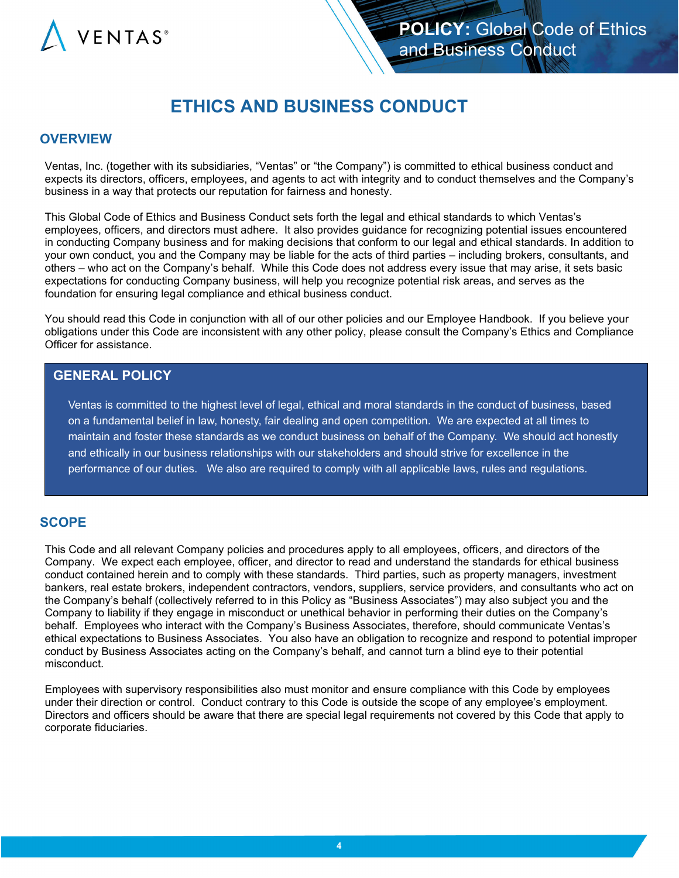# ETHICS AND BUSINESS CONDUCT

## OVERVIEW

Ventas, Inc. (together with its subsidiaries, "Ventas" or "the Company") is committed to ethical business conduct and expects its directors, officers, employees, and agents to act with integrity and to conduct themselves and the Company's business in a way that protects our reputation for fairness and honesty.

This Global Code of Ethics and Business Conduct sets forth the legal and ethical standards to which Ventas's employees, officers, and directors must adhere. It also provides guidance for recognizing potential issues encountered in conducting Company business and for making decisions that conform to our legal and ethical standards. In addition to your own conduct, you and the Company may be liable for the acts of third parties – including brokers, consultants, and others – who act on the Company's behalf. While this Code does not address every issue that may arise, it sets basic expectations for conducting Company business, will help you recognize potential risk areas, and serves as the foundation for ensuring legal compliance and ethical business conduct.

You should read this Code in conjunction with all of our other policies and our Employee Handbook. If you believe your obligations under this Code are inconsistent with any other policy, please consult the Company's Ethics and Compliance Officer for assistance.

## GENERAL POLICY

Ventas is committed to the highest level of legal, ethical and moral standards in the conduct of business, based on a fundamental belief in law, honesty, fair dealing and open competition. We are expected at all times to maintain and foster these standards as we conduct business on behalf of the Company. We should act honestly and ethically in our business relationships with our stakeholders and should strive for excellence in the performance of our duties. We also are required to comply with all applicable laws, rules and regulations.

## SCOPE

This Code and all relevant Company policies and procedures apply to all employees, officers, and directors of the Company. We expect each employee, officer, and director to read and understand the standards for ethical business conduct contained herein and to comply with these standards. Third parties, such as property managers, investment bankers, real estate brokers, independent contractors, vendors, suppliers, service providers, and consultants who act on the Company's behalf (collectively referred to in this Policy as "Business Associates") may also subject you and the Company to liability if they engage in misconduct or unethical behavior in performing their duties on the Company's behalf. Employees who interact with the Company's Business Associates, therefore, should communicate Ventas's ethical expectations to Business Associates. You also have an obligation to recognize and respond to potential improper conduct by Business Associates acting on the Company's behalf, and cannot turn a blind eye to their potential misconduct.

Employees with supervisory responsibilities also must monitor and ensure compliance with this Code by employees under their direction or control. Conduct contrary to this Code is outside the scope of any employee's employment. Directors and officers should be aware that there are special legal requirements not covered by this Code that apply to corporate fiduciaries.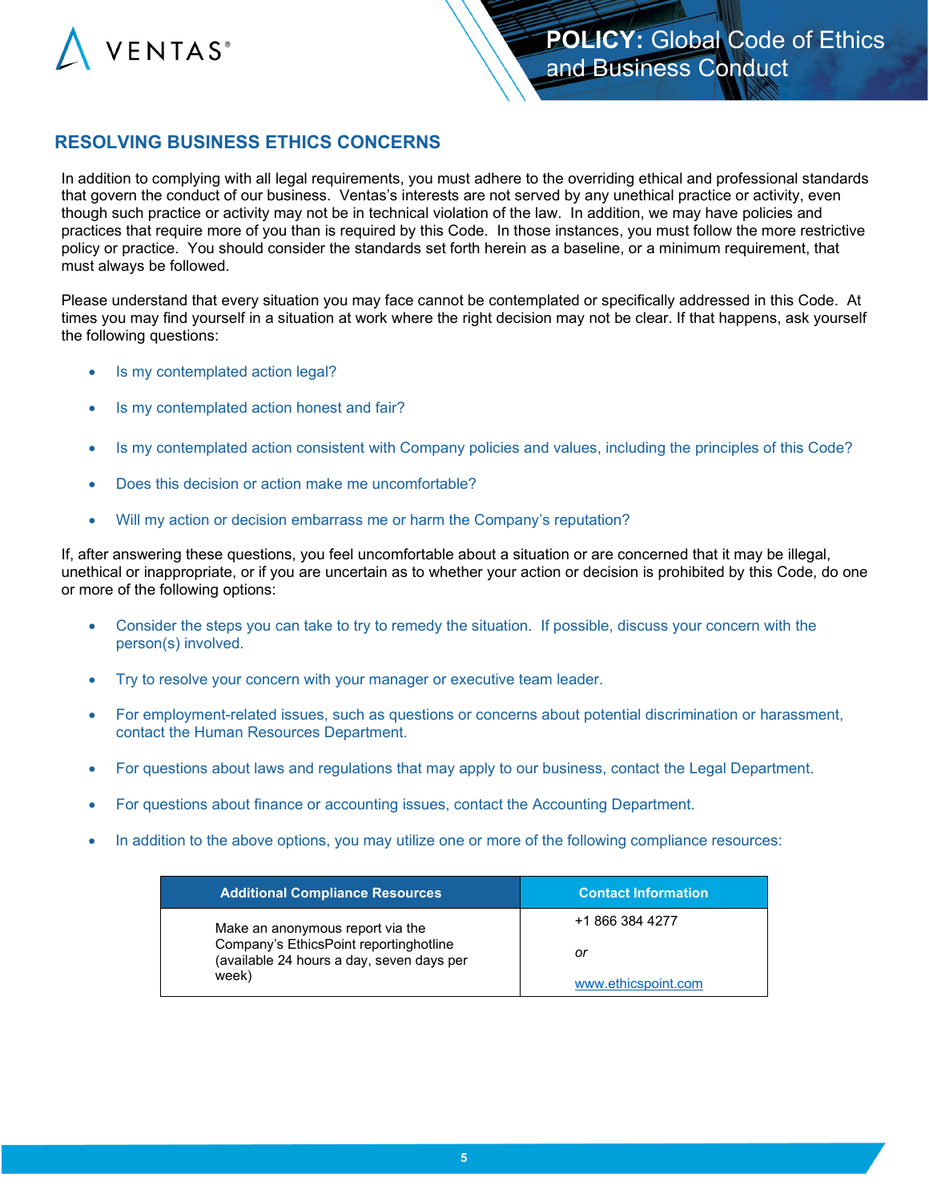## RESOLVING BUSINESS ETHICS CONCERNS

In addition to complying with all legal requirements, you must adhere to the overriding ethical and professional standards that govern the conduct of our business. Ventas's interests are not served by any unethical practice or activity, even though such practice or activity may not be in technical violation of the law. In addition, we may have policies and practices that require more of you than is required by this Code. In those instances, you must follow the more restrictive policy or practice. You should consider the standards set forth herein as a baseline, or a minimum requirement, that must always be followed.

Please understand that every situation you may face cannot be contemplated or specifically addressed in this Code. At times you may find yourself in a situation at work where the right decision may not be clear. If that happens, ask yourself the following questions:

- Is my contemplated action legal?
- Is my contemplated action honest and fair?
- Is my contemplated action consistent with Company policies and values, including the principles of this Code?
- Does this decision or action make me uncomfortable?
- Will my action or decision embarrass me or harm the Company's reputation?

If, after answering these questions, you feel uncomfortable about a situation or are concerned that it may be illegal, unethical or inappropriate, or if you are uncertain as to whether your action or decision is prohibited by this Code, do one or more of the following options:

- Consider the steps you can take to try to remedy the situation. If possible, discuss your concern with the person(s) involved.
- Try to resolve your concern with your manager or executive team leader.
- For employment-related issues, such as questions or concerns about potential discrimination or harassment, contact the Human Resources Department.
- For questions about laws and regulations that may apply to our business, contact the Legal Department.
- For questions about finance or accounting issues, contact the Accounting Department.
- In addition to the above options, you may utilize one or more of the following compliance resources:

| Additional Compliance Resources | Contact Information |
|---|---|
| Make an anonymous report via the Company's EthicsPoint reportinghotline (available 24 hours a day, seven days per week) | +1 866 384 4277<br>*or*<br>www.ethicspoint.com |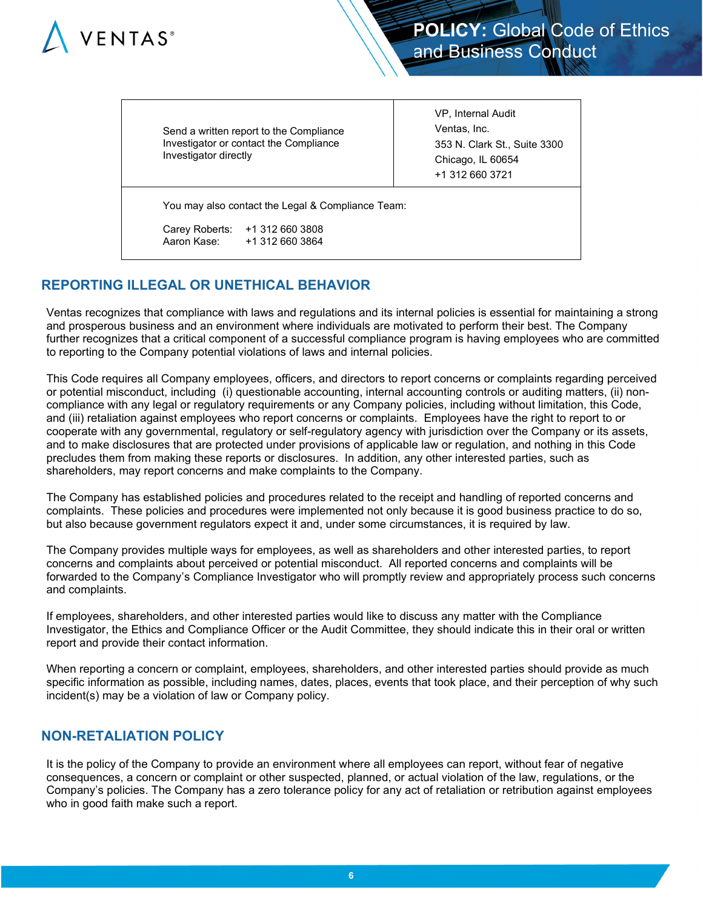| Send a written report to the Compliance Investigator or contact the Compliance Investigator directly | VP, Internal Audit<br>Ventas, Inc.<br>353 N. Clark St., Suite 3300<br>Chicago, IL 60654<br>+1 312 660 3721 |
|---|---|
| You may also contact the Legal & Compliance Team:<br><br>Carey Roberts: +1 312 660 3808<br>Aaron Kase: +1 312 660 3864 | |

## REPORTING ILLEGAL OR UNETHICAL BEHAVIOR

Ventas recognizes that compliance with laws and regulations and its internal policies is essential for maintaining a strong and prosperous business and an environment where individuals are motivated to perform their best. The Company further recognizes that a critical component of a successful compliance program is having employees who are committed to reporting to the Company potential violations of laws and internal policies.

This Code requires all Company employees, officers, and directors to report concerns or complaints regarding perceived or potential misconduct, including (i) questionable accounting, internal accounting controls or auditing matters, (ii) non-compliance with any legal or regulatory requirements or any Company policies, including without limitation, this Code, and (iii) retaliation against employees who report concerns or complaints. Employees have the right to report to or cooperate with any governmental, regulatory or self-regulatory agency with jurisdiction over the Company or its assets, and to make disclosures that are protected under provisions of applicable law or regulation, and nothing in this Code precludes them from making these reports or disclosures. In addition, any other interested parties, such as shareholders, may report concerns and make complaints to the Company.

The Company has established policies and procedures related to the receipt and handling of reported concerns and complaints. These policies and procedures were implemented not only because it is good business practice to do so, but also because government regulators expect it and, under some circumstances, it is required by law.

The Company provides multiple ways for employees, as well as shareholders and other interested parties, to report concerns and complaints about perceived or potential misconduct. All reported concerns and complaints will be forwarded to the Company's Compliance Investigator who will promptly review and appropriately process such concerns and complaints.

If employees, shareholders, and other interested parties would like to discuss any matter with the Compliance Investigator, the Ethics and Compliance Officer or the Audit Committee, they should indicate this in their oral or written report and provide their contact information.

When reporting a concern or complaint, employees, shareholders, and other interested parties should provide as much specific information as possible, including names, dates, places, events that took place, and their perception of why such incident(s) may be a violation of law or Company policy.

## NON-RETALIATION POLICY

It is the policy of the Company to provide an environment where all employees can report, without fear of negative consequences, a concern or complaint or other suspected, planned, or actual violation of the law, regulations, or the Company's policies. The Company has a zero tolerance policy for any act of retaliation or retribution against employees who in good faith make such a report.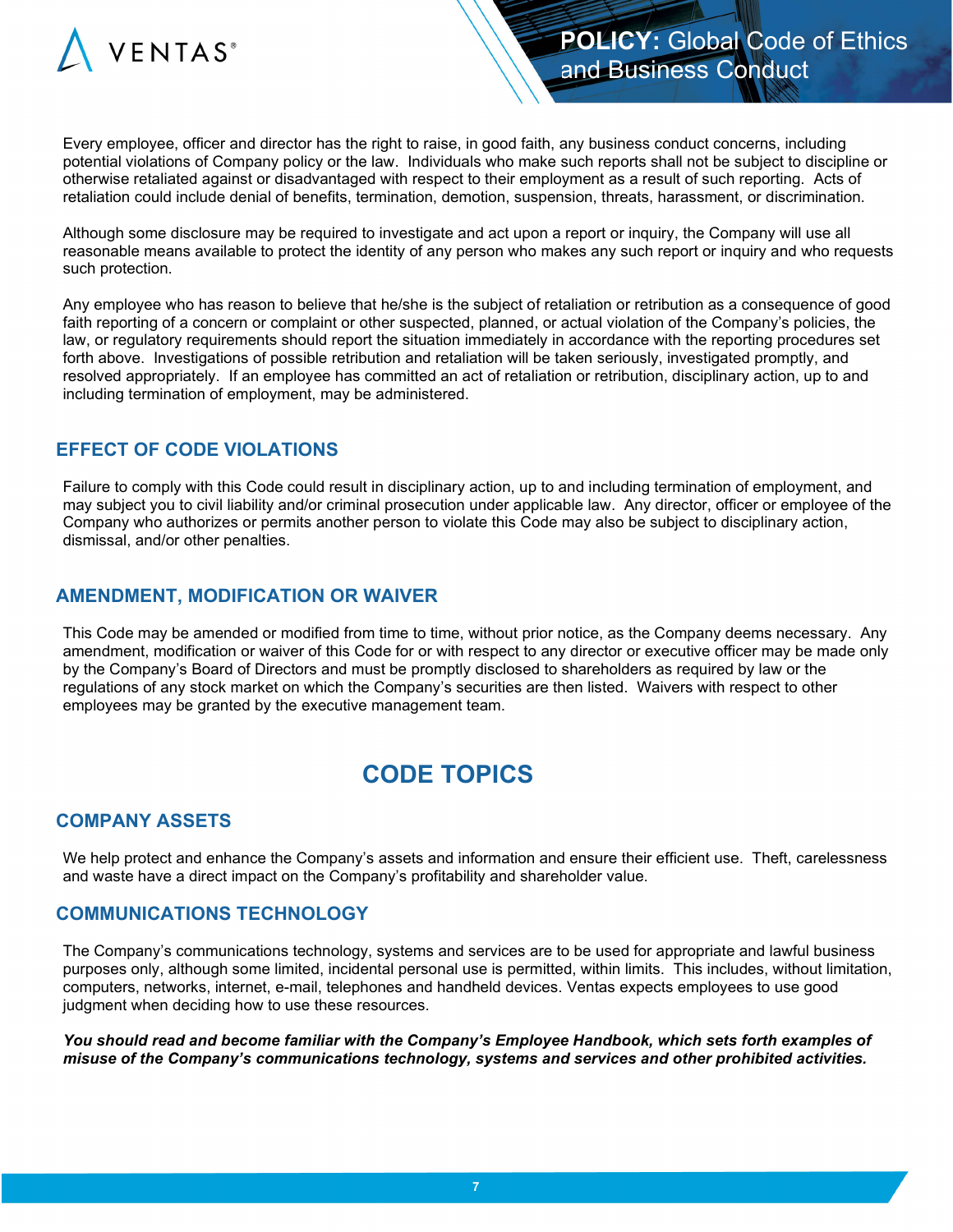Every employee, officer and director has the right to raise, in good faith, any business conduct concerns, including potential violations of Company policy or the law. Individuals who make such reports shall not be subject to discipline or otherwise retaliated against or disadvantaged with respect to their employment as a result of such reporting. Acts of retaliation could include denial of benefits, termination, demotion, suspension, threats, harassment, or discrimination.

Although some disclosure may be required to investigate and act upon a report or inquiry, the Company will use all reasonable means available to protect the identity of any person who makes any such report or inquiry and who requests such protection.

Any employee who has reason to believe that he/she is the subject of retaliation or retribution as a consequence of good faith reporting of a concern or complaint or other suspected, planned, or actual violation of the Company's policies, the law, or regulatory requirements should report the situation immediately in accordance with the reporting procedures set forth above. Investigations of possible retribution and retaliation will be taken seriously, investigated promptly, and resolved appropriately. If an employee has committed an act of retaliation or retribution, disciplinary action, up to and including termination of employment, may be administered.

## EFFECT OF CODE VIOLATIONS

Failure to comply with this Code could result in disciplinary action, up to and including termination of employment, and may subject you to civil liability and/or criminal prosecution under applicable law. Any director, officer or employee of the Company who authorizes or permits another person to violate this Code may also be subject to disciplinary action, dismissal, and/or other penalties.

## AMENDMENT, MODIFICATION OR WAIVER

This Code may be amended or modified from time to time, without prior notice, as the Company deems necessary. Any amendment, modification or waiver of this Code for or with respect to any director or executive officer may be made only by the Company's Board of Directors and must be promptly disclosed to shareholders as required by law or the regulations of any stock market on which the Company's securities are then listed. Waivers with respect to other employees may be granted by the executive management team.

# CODE TOPICS

## COMPANY ASSETS

We help protect and enhance the Company's assets and information and ensure their efficient use. Theft, carelessness and waste have a direct impact on the Company's profitability and shareholder value.

## COMMUNICATIONS TECHNOLOGY

The Company's communications technology, systems and services are to be used for appropriate and lawful business purposes only, although some limited, incidental personal use is permitted, within limits. This includes, without limitation, computers, networks, internet, e-mail, telephones and handheld devices. Ventas expects employees to use good judgment when deciding how to use these resources.

***You should read and become familiar with the Company's Employee Handbook, which sets forth examples of misuse of the Company's communications technology, systems and services and other prohibited activities.***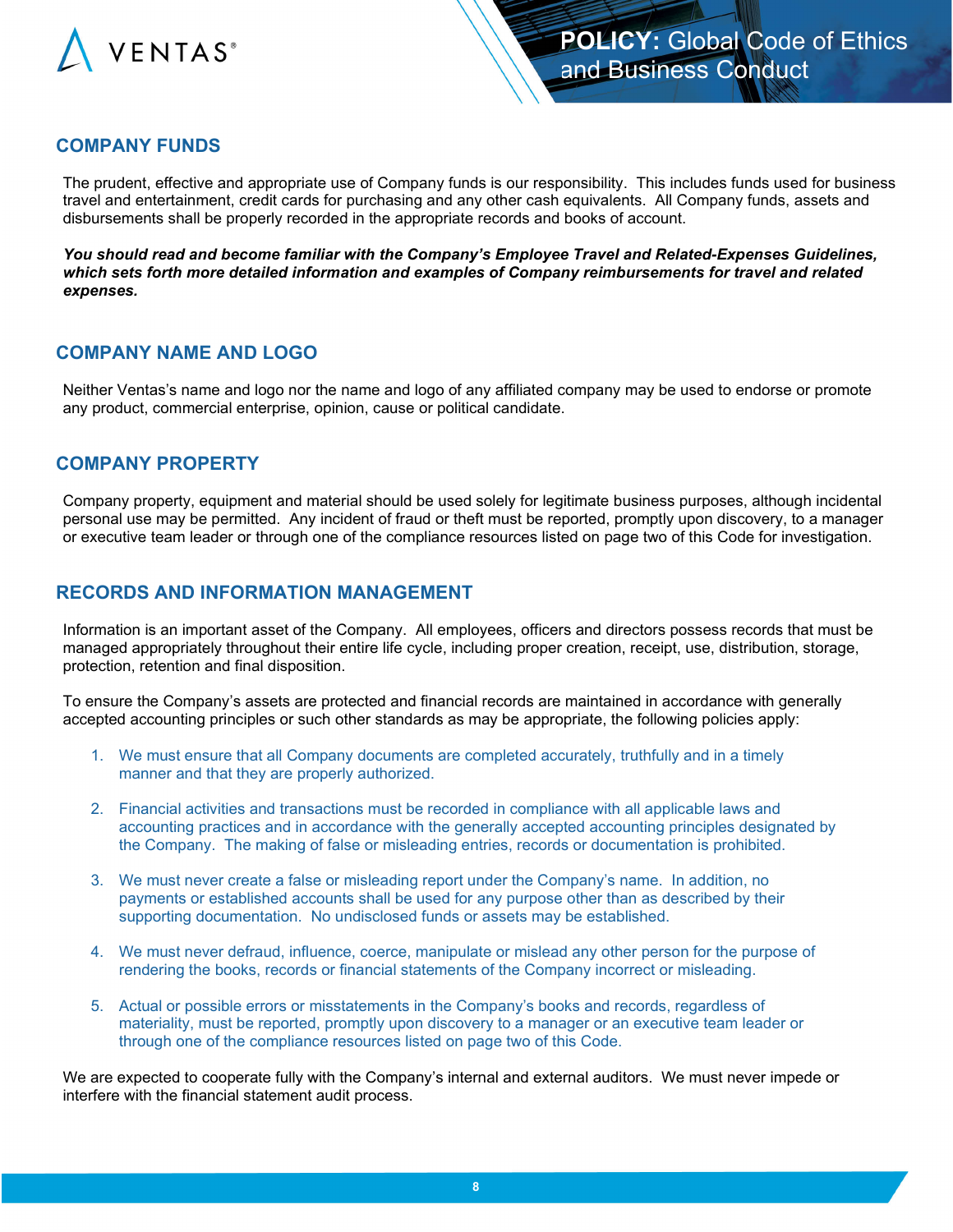## COMPANY FUNDS

The prudent, effective and appropriate use of Company funds is our responsibility. This includes funds used for business travel and entertainment, credit cards for purchasing and any other cash equivalents. All Company funds, assets and disbursements shall be properly recorded in the appropriate records and books of account.

***You should read and become familiar with the Company's Employee Travel and Related-Expenses Guidelines, which sets forth more detailed information and examples of Company reimbursements for travel and related expenses.***

## COMPANY NAME AND LOGO

Neither Ventas's name and logo nor the name and logo of any affiliated company may be used to endorse or promote any product, commercial enterprise, opinion, cause or political candidate.

## COMPANY PROPERTY

Company property, equipment and material should be used solely for legitimate business purposes, although incidental personal use may be permitted. Any incident of fraud or theft must be reported, promptly upon discovery, to a manager or executive team leader or through one of the compliance resources listed on page two of this Code for investigation.

## RECORDS AND INFORMATION MANAGEMENT

Information is an important asset of the Company. All employees, officers and directors possess records that must be managed appropriately throughout their entire life cycle, including proper creation, receipt, use, distribution, storage, protection, retention and final disposition.

To ensure the Company's assets are protected and financial records are maintained in accordance with generally accepted accounting principles or such other standards as may be appropriate, the following policies apply:

1. We must ensure that all Company documents are completed accurately, truthfully and in a timely manner and that they are properly authorized.
2. Financial activities and transactions must be recorded in compliance with all applicable laws and accounting practices and in accordance with the generally accepted accounting principles designated by the Company. The making of false or misleading entries, records or documentation is prohibited.
3. We must never create a false or misleading report under the Company's name. In addition, no payments or established accounts shall be used for any purpose other than as described by their supporting documentation. No undisclosed funds or assets may be established.
4. We must never defraud, influence, coerce, manipulate or mislead any other person for the purpose of rendering the books, records or financial statements of the Company incorrect or misleading.
5. Actual or possible errors or misstatements in the Company's books and records, regardless of materiality, must be reported, promptly upon discovery to a manager or an executive team leader or through one of the compliance resources listed on page two of this Code.

We are expected to cooperate fully with the Company's internal and external auditors. We must never impede or interfere with the financial statement audit process.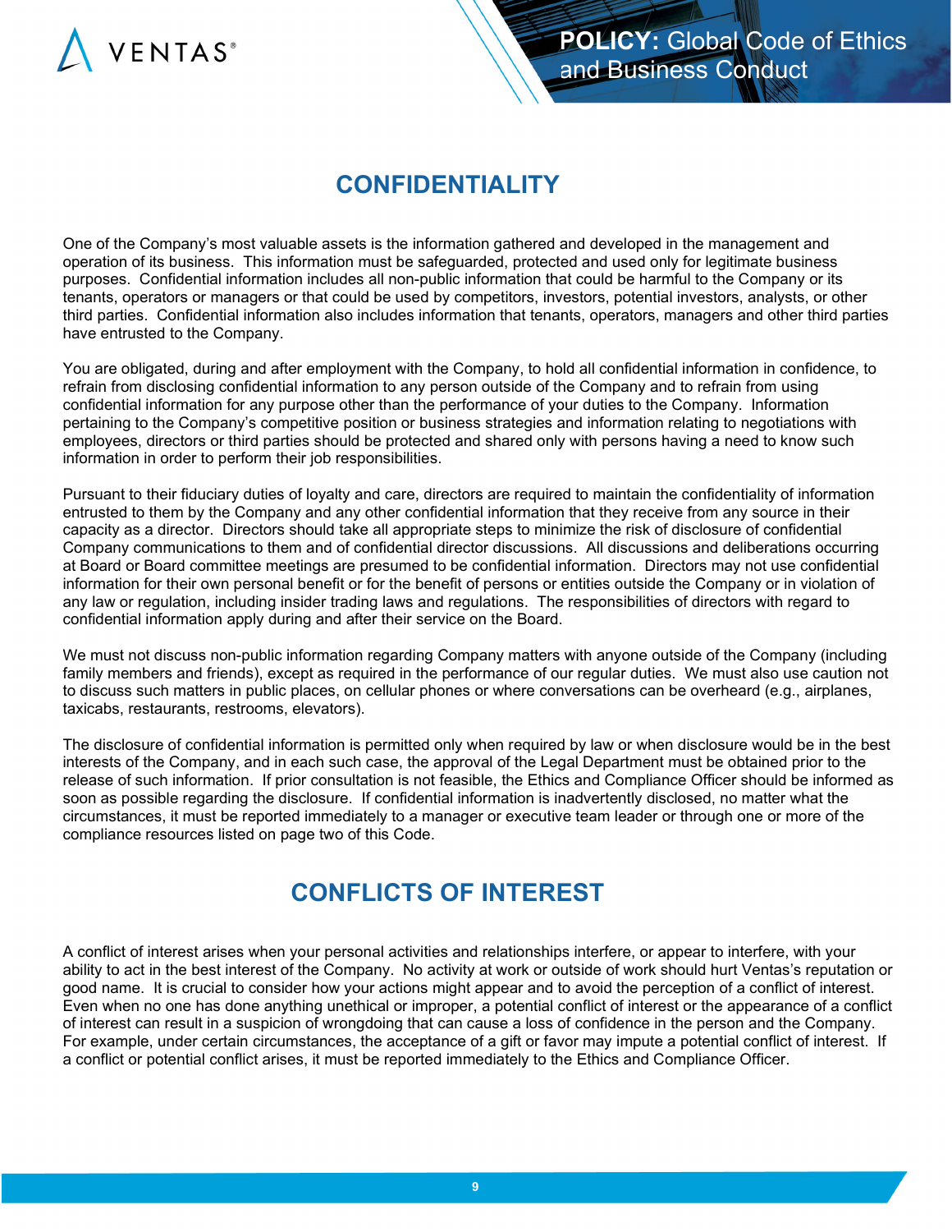## CONFIDENTIALITY

One of the Company's most valuable assets is the information gathered and developed in the management and operation of its business. This information must be safeguarded, protected and used only for legitimate business purposes. Confidential information includes all non-public information that could be harmful to the Company or its tenants, operators or managers or that could be used by competitors, investors, potential investors, analysts, or other third parties. Confidential information also includes information that tenants, operators, managers and other third parties have entrusted to the Company.

You are obligated, during and after employment with the Company, to hold all confidential information in confidence, to refrain from disclosing confidential information to any person outside of the Company and to refrain from using confidential information for any purpose other than the performance of your duties to the Company. Information pertaining to the Company's competitive position or business strategies and information relating to negotiations with employees, directors or third parties should be protected and shared only with persons having a need to know such information in order to perform their job responsibilities.

Pursuant to their fiduciary duties of loyalty and care, directors are required to maintain the confidentiality of information entrusted to them by the Company and any other confidential information that they receive from any source in their capacity as a director. Directors should take all appropriate steps to minimize the risk of disclosure of confidential Company communications to them and of confidential director discussions. All discussions and deliberations occurring at Board or Board committee meetings are presumed to be confidential information. Directors may not use confidential information for their own personal benefit or for the benefit of persons or entities outside the Company or in violation of any law or regulation, including insider trading laws and regulations. The responsibilities of directors with regard to confidential information apply during and after their service on the Board.

We must not discuss non-public information regarding Company matters with anyone outside of the Company (including family members and friends), except as required in the performance of our regular duties. We must also use caution not to discuss such matters in public places, on cellular phones or where conversations can be overheard (e.g., airplanes, taxicabs, restaurants, restrooms, elevators).

The disclosure of confidential information is permitted only when required by law or when disclosure would be in the best interests of the Company, and in each such case, the approval of the Legal Department must be obtained prior to the release of such information. If prior consultation is not feasible, the Ethics and Compliance Officer should be informed as soon as possible regarding the disclosure. If confidential information is inadvertently disclosed, no matter what the circumstances, it must be reported immediately to a manager or executive team leader or through one or more of the compliance resources listed on page two of this Code.

## CONFLICTS OF INTEREST

A conflict of interest arises when your personal activities and relationships interfere, or appear to interfere, with your ability to act in the best interest of the Company. No activity at work or outside of work should hurt Ventas's reputation or good name. It is crucial to consider how your actions might appear and to avoid the perception of a conflict of interest. Even when no one has done anything unethical or improper, a potential conflict of interest or the appearance of a conflict of interest can result in a suspicion of wrongdoing that can cause a loss of confidence in the person and the Company. For example, under certain circumstances, the acceptance of a gift or favor may impute a potential conflict of interest. If a conflict or potential conflict arises, it must be reported immediately to the Ethics and Compliance Officer.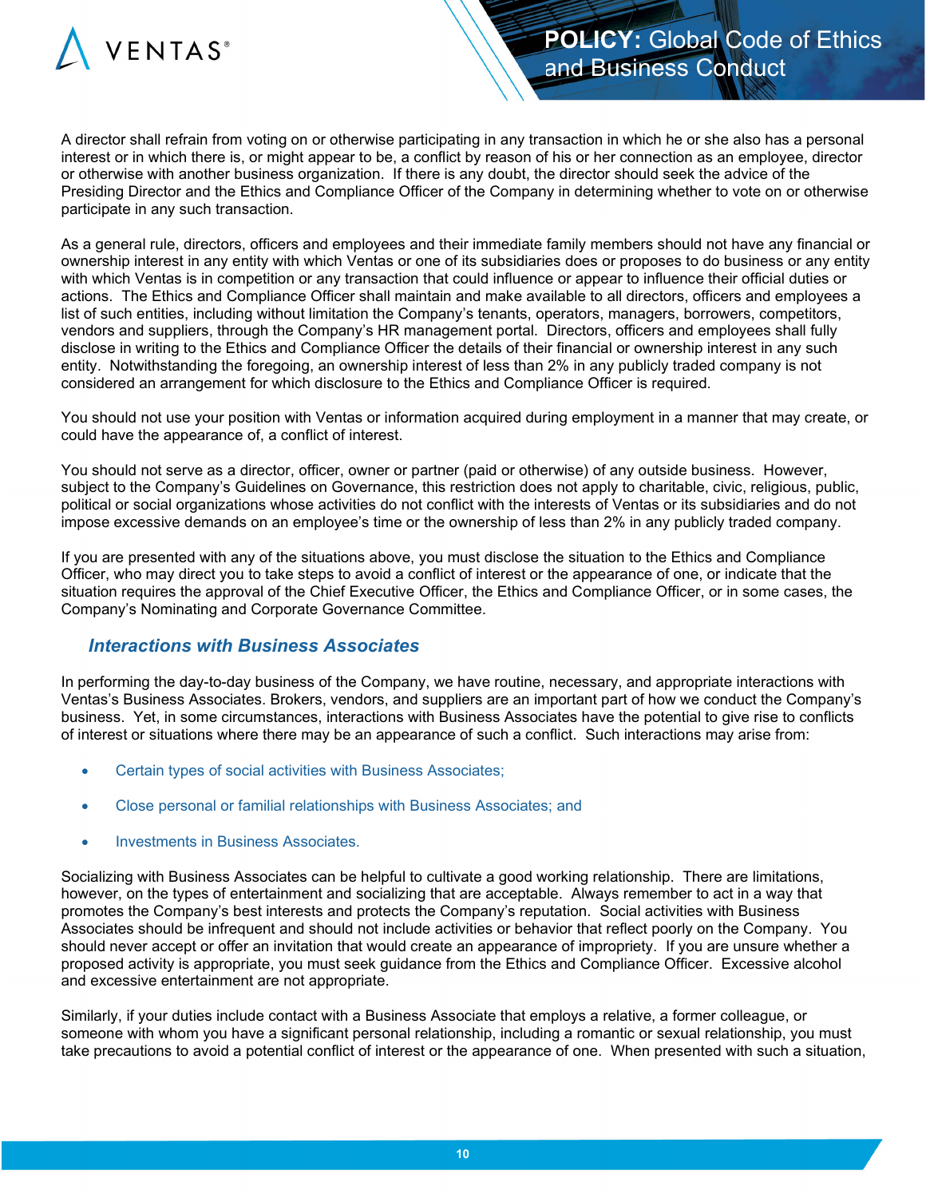A director shall refrain from voting on or otherwise participating in any transaction in which he or she also has a personal interest or in which there is, or might appear to be, a conflict by reason of his or her connection as an employee, director or otherwise with another business organization. If there is any doubt, the director should seek the advice of the Presiding Director and the Ethics and Compliance Officer of the Company in determining whether to vote on or otherwise participate in any such transaction.

As a general rule, directors, officers and employees and their immediate family members should not have any financial or ownership interest in any entity with which Ventas or one of its subsidiaries does or proposes to do business or any entity with which Ventas is in competition or any transaction that could influence or appear to influence their official duties or actions. The Ethics and Compliance Officer shall maintain and make available to all directors, officers and employees a list of such entities, including without limitation the Company's tenants, operators, managers, borrowers, competitors, vendors and suppliers, through the Company's HR management portal. Directors, officers and employees shall fully disclose in writing to the Ethics and Compliance Officer the details of their financial or ownership interest in any such entity. Notwithstanding the foregoing, an ownership interest of less than 2% in any publicly traded company is not considered an arrangement for which disclosure to the Ethics and Compliance Officer is required.

You should not use your position with Ventas or information acquired during employment in a manner that may create, or could have the appearance of, a conflict of interest.

You should not serve as a director, officer, owner or partner (paid or otherwise) of any outside business. However, subject to the Company's Guidelines on Governance, this restriction does not apply to charitable, civic, religious, public, political or social organizations whose activities do not conflict with the interests of Ventas or its subsidiaries and do not impose excessive demands on an employee's time or the ownership of less than 2% in any publicly traded company.

If you are presented with any of the situations above, you must disclose the situation to the Ethics and Compliance Officer, who may direct you to take steps to avoid a conflict of interest or the appearance of one, or indicate that the situation requires the approval of the Chief Executive Officer, the Ethics and Compliance Officer, or in some cases, the Company's Nominating and Corporate Governance Committee.

### *Interactions with Business Associates*

In performing the day-to-day business of the Company, we have routine, necessary, and appropriate interactions with Ventas's Business Associates. Brokers, vendors, and suppliers are an important part of how we conduct the Company's business. Yet, in some circumstances, interactions with Business Associates have the potential to give rise to conflicts of interest or situations where there may be an appearance of such a conflict. Such interactions may arise from:

- Certain types of social activities with Business Associates;
- Close personal or familial relationships with Business Associates; and
- Investments in Business Associates.

Socializing with Business Associates can be helpful to cultivate a good working relationship. There are limitations, however, on the types of entertainment and socializing that are acceptable. Always remember to act in a way that promotes the Company's best interests and protects the Company's reputation. Social activities with Business Associates should be infrequent and should not include activities or behavior that reflect poorly on the Company. You should never accept or offer an invitation that would create an appearance of impropriety. If you are unsure whether a proposed activity is appropriate, you must seek guidance from the Ethics and Compliance Officer. Excessive alcohol and excessive entertainment are not appropriate.

Similarly, if your duties include contact with a Business Associate that employs a relative, a former colleague, or someone with whom you have a significant personal relationship, including a romantic or sexual relationship, you must take precautions to avoid a potential conflict of interest or the appearance of one. When presented with such a situation,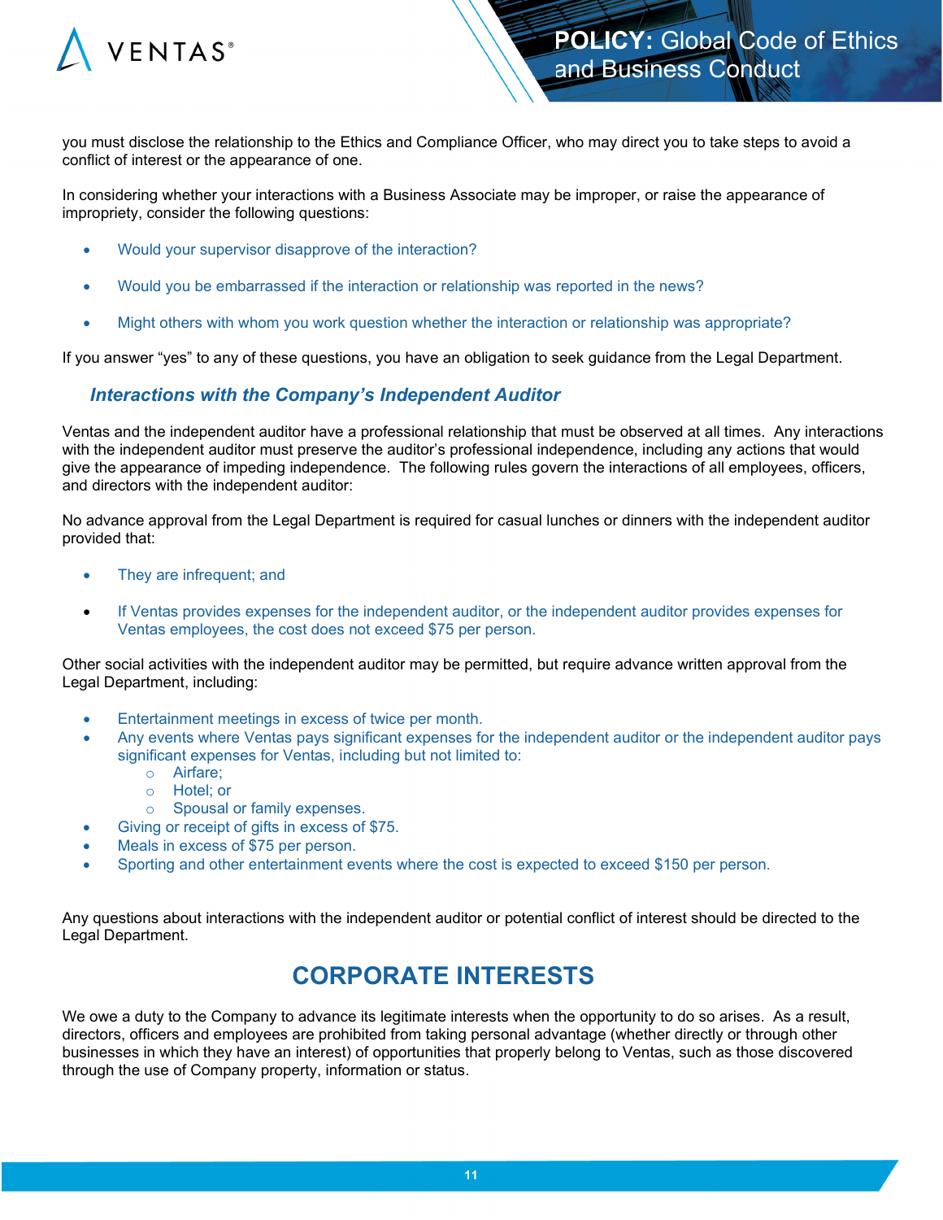you must disclose the relationship to the Ethics and Compliance Officer, who may direct you to take steps to avoid a conflict of interest or the appearance of one.

In considering whether your interactions with a Business Associate may be improper, or raise the appearance of impropriety, consider the following questions:

- Would your supervisor disapprove of the interaction?
- Would you be embarrassed if the interaction or relationship was reported in the news?
- Might others with whom you work question whether the interaction or relationship was appropriate?

If you answer "yes" to any of these questions, you have an obligation to seek guidance from the Legal Department.

### *Interactions with the Company's Independent Auditor*

Ventas and the independent auditor have a professional relationship that must be observed at all times. Any interactions with the independent auditor must preserve the auditor's professional independence, including any actions that would give the appearance of impeding independence. The following rules govern the interactions of all employees, officers, and directors with the independent auditor:

No advance approval from the Legal Department is required for casual lunches or dinners with the independent auditor provided that:

- They are infrequent; and
- If Ventas provides expenses for the independent auditor, or the independent auditor provides expenses for Ventas employees, the cost does not exceed $75 per person.

Other social activities with the independent auditor may be permitted, but require advance written approval from the Legal Department, including:

- Entertainment meetings in excess of twice per month.
- Any events where Ventas pays significant expenses for the independent auditor or the independent auditor pays significant expenses for Ventas, including but not limited to:
  - Airfare;
  - Hotel; or
  - Spousal or family expenses.
- Giving or receipt of gifts in excess of $75.
- Meals in excess of $75 per person.
- Sporting and other entertainment events where the cost is expected to exceed $150 per person.

Any questions about interactions with the independent auditor or potential conflict of interest should be directed to the Legal Department.

## CORPORATE INTERESTS

We owe a duty to the Company to advance its legitimate interests when the opportunity to do so arises. As a result, directors, officers and employees are prohibited from taking personal advantage (whether directly or through other businesses in which they have an interest) of opportunities that properly belong to Ventas, such as those discovered through the use of Company property, information or status.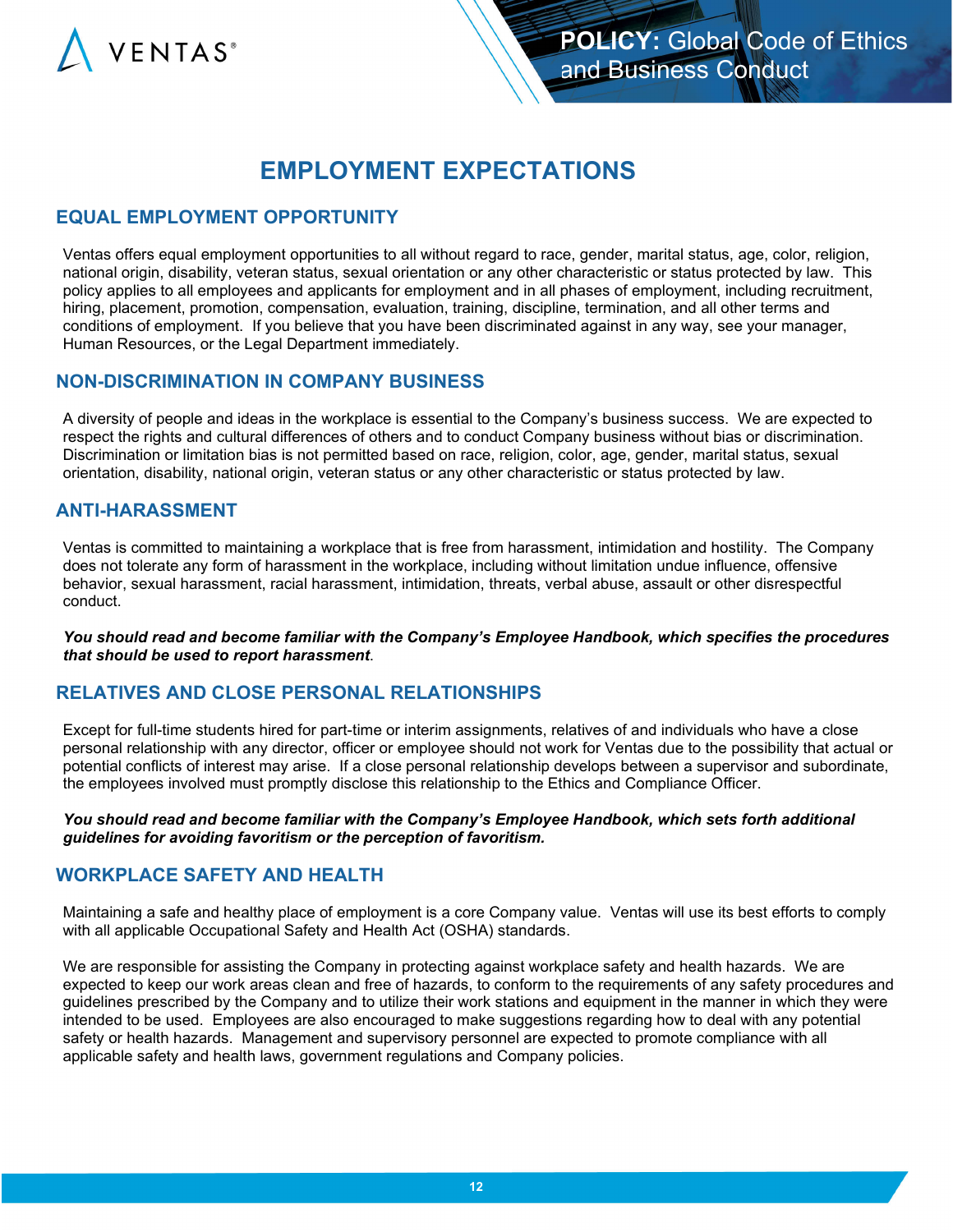# EMPLOYMENT EXPECTATIONS

## EQUAL EMPLOYMENT OPPORTUNITY

Ventas offers equal employment opportunities to all without regard to race, gender, marital status, age, color, religion, national origin, disability, veteran status, sexual orientation or any other characteristic or status protected by law. This policy applies to all employees and applicants for employment and in all phases of employment, including recruitment, hiring, placement, promotion, compensation, evaluation, training, discipline, termination, and all other terms and conditions of employment. If you believe that you have been discriminated against in any way, see your manager, Human Resources, or the Legal Department immediately.

## NON-DISCRIMINATION IN COMPANY BUSINESS

A diversity of people and ideas in the workplace is essential to the Company's business success. We are expected to respect the rights and cultural differences of others and to conduct Company business without bias or discrimination. Discrimination or limitation bias is not permitted based on race, religion, color, age, gender, marital status, sexual orientation, disability, national origin, veteran status or any other characteristic or status protected by law.

## ANTI-HARASSMENT

Ventas is committed to maintaining a workplace that is free from harassment, intimidation and hostility. The Company does not tolerate any form of harassment in the workplace, including without limitation undue influence, offensive behavior, sexual harassment, racial harassment, intimidation, threats, verbal abuse, assault or other disrespectful conduct.

***You should read and become familiar with the Company's Employee Handbook, which specifies the procedures that should be used to report harassment***.

## RELATIVES AND CLOSE PERSONAL RELATIONSHIPS

Except for full-time students hired for part-time or interim assignments, relatives of and individuals who have a close personal relationship with any director, officer or employee should not work for Ventas due to the possibility that actual or potential conflicts of interest may arise. If a close personal relationship develops between a supervisor and subordinate, the employees involved must promptly disclose this relationship to the Ethics and Compliance Officer.

***You should read and become familiar with the Company's Employee Handbook, which sets forth additional guidelines for avoiding favoritism or the perception of favoritism.***

## WORKPLACE SAFETY AND HEALTH

Maintaining a safe and healthy place of employment is a core Company value. Ventas will use its best efforts to comply with all applicable Occupational Safety and Health Act (OSHA) standards.

We are responsible for assisting the Company in protecting against workplace safety and health hazards. We are expected to keep our work areas clean and free of hazards, to conform to the requirements of any safety procedures and guidelines prescribed by the Company and to utilize their work stations and equipment in the manner in which they were intended to be used. Employees are also encouraged to make suggestions regarding how to deal with any potential safety or health hazards. Management and supervisory personnel are expected to promote compliance with all applicable safety and health laws, government regulations and Company policies.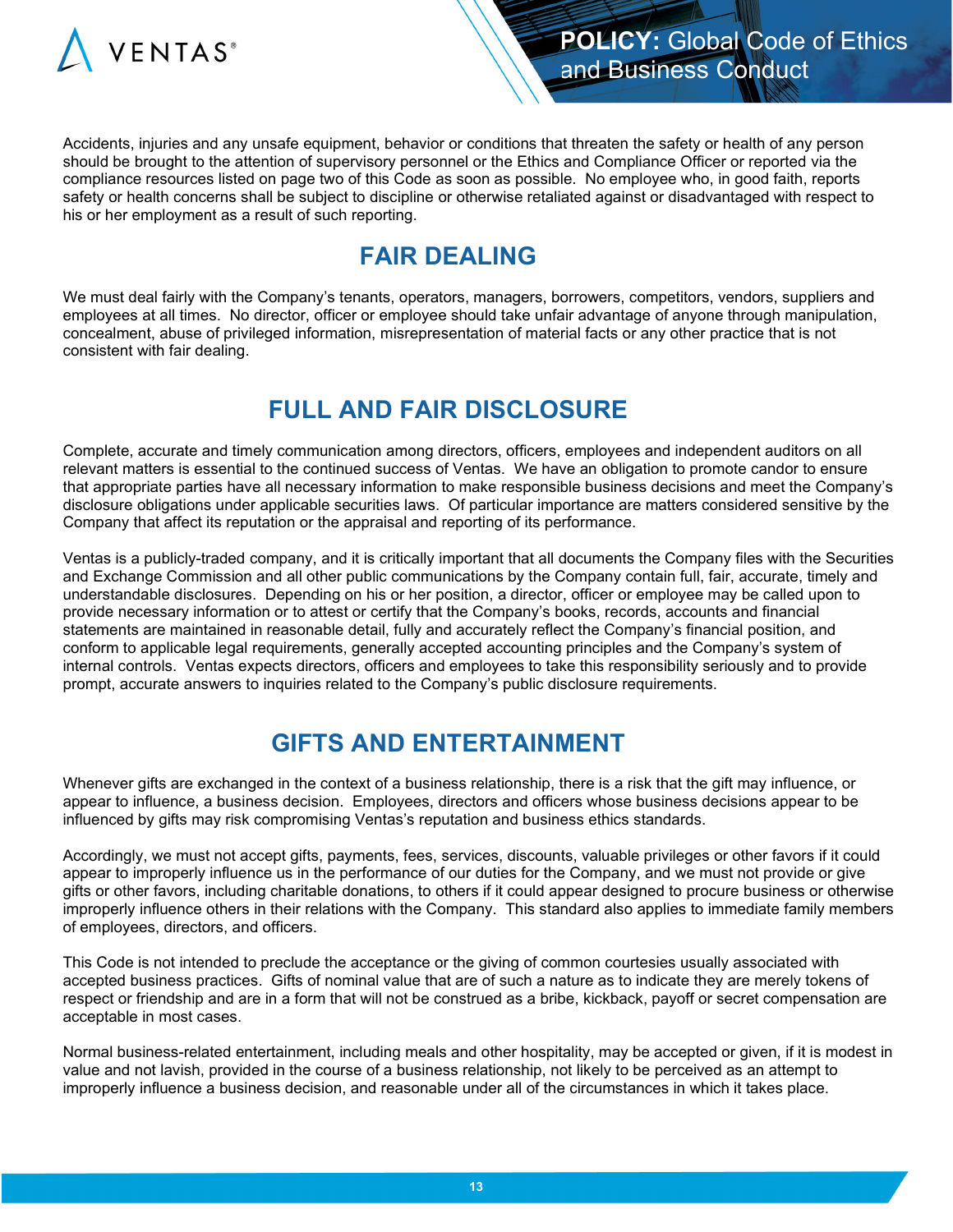Accidents, injuries and any unsafe equipment, behavior or conditions that threaten the safety or health of any person should be brought to the attention of supervisory personnel or the Ethics and Compliance Officer or reported via the compliance resources listed on page two of this Code as soon as possible. No employee who, in good faith, reports safety or health concerns shall be subject to discipline or otherwise retaliated against or disadvantaged with respect to his or her employment as a result of such reporting.

## FAIR DEALING

We must deal fairly with the Company's tenants, operators, managers, borrowers, competitors, vendors, suppliers and employees at all times. No director, officer or employee should take unfair advantage of anyone through manipulation, concealment, abuse of privileged information, misrepresentation of material facts or any other practice that is not consistent with fair dealing.

## FULL AND FAIR DISCLOSURE

Complete, accurate and timely communication among directors, officers, employees and independent auditors on all relevant matters is essential to the continued success of Ventas. We have an obligation to promote candor to ensure that appropriate parties have all necessary information to make responsible business decisions and meet the Company's disclosure obligations under applicable securities laws. Of particular importance are matters considered sensitive by the Company that affect its reputation or the appraisal and reporting of its performance.

Ventas is a publicly-traded company, and it is critically important that all documents the Company files with the Securities and Exchange Commission and all other public communications by the Company contain full, fair, accurate, timely and understandable disclosures. Depending on his or her position, a director, officer or employee may be called upon to provide necessary information or to attest or certify that the Company's books, records, accounts and financial statements are maintained in reasonable detail, fully and accurately reflect the Company's financial position, and conform to applicable legal requirements, generally accepted accounting principles and the Company's system of internal controls. Ventas expects directors, officers and employees to take this responsibility seriously and to provide prompt, accurate answers to inquiries related to the Company's public disclosure requirements.

## GIFTS AND ENTERTAINMENT

Whenever gifts are exchanged in the context of a business relationship, there is a risk that the gift may influence, or appear to influence, a business decision. Employees, directors and officers whose business decisions appear to be influenced by gifts may risk compromising Ventas's reputation and business ethics standards.

Accordingly, we must not accept gifts, payments, fees, services, discounts, valuable privileges or other favors if it could appear to improperly influence us in the performance of our duties for the Company, and we must not provide or give gifts or other favors, including charitable donations, to others if it could appear designed to procure business or otherwise improperly influence others in their relations with the Company. This standard also applies to immediate family members of employees, directors, and officers.

This Code is not intended to preclude the acceptance or the giving of common courtesies usually associated with accepted business practices. Gifts of nominal value that are of such a nature as to indicate they are merely tokens of respect or friendship and are in a form that will not be construed as a bribe, kickback, payoff or secret compensation are acceptable in most cases.

Normal business-related entertainment, including meals and other hospitality, may be accepted or given, if it is modest in value and not lavish, provided in the course of a business relationship, not likely to be perceived as an attempt to improperly influence a business decision, and reasonable under all of the circumstances in which it takes place.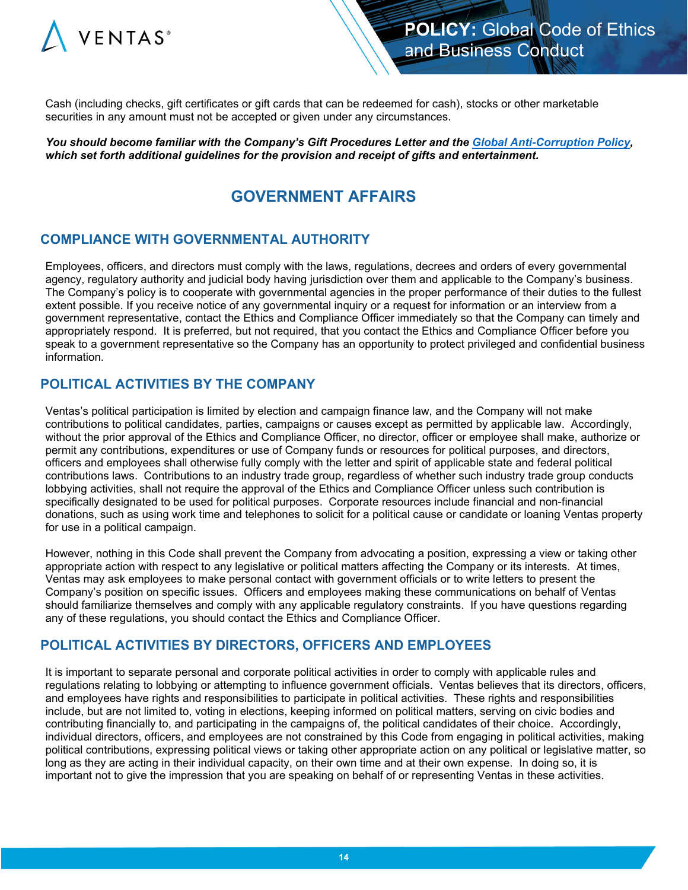Cash (including checks, gift certificates or gift cards that can be redeemed for cash), stocks or other marketable securities in any amount must not be accepted or given under any circumstances.

***You should become familiar with the Company's Gift Procedures Letter and the [Global Anti-Corruption Policy](), which set forth additional guidelines for the provision and receipt of gifts and entertainment.***

# GOVERNMENT AFFAIRS

## COMPLIANCE WITH GOVERNMENTAL AUTHORITY

Employees, officers, and directors must comply with the laws, regulations, decrees and orders of every governmental agency, regulatory authority and judicial body having jurisdiction over them and applicable to the Company's business. The Company's policy is to cooperate with governmental agencies in the proper performance of their duties to the fullest extent possible. If you receive notice of any governmental inquiry or a request for information or an interview from a government representative, contact the Ethics and Compliance Officer immediately so that the Company can timely and appropriately respond. It is preferred, but not required, that you contact the Ethics and Compliance Officer before you speak to a government representative so the Company has an opportunity to protect privileged and confidential business information.

## POLITICAL ACTIVITIES BY THE COMPANY

Ventas's political participation is limited by election and campaign finance law, and the Company will not make contributions to political candidates, parties, campaigns or causes except as permitted by applicable law. Accordingly, without the prior approval of the Ethics and Compliance Officer, no director, officer or employee shall make, authorize or permit any contributions, expenditures or use of Company funds or resources for political purposes, and directors, officers and employees shall otherwise fully comply with the letter and spirit of applicable state and federal political contributions laws. Contributions to an industry trade group, regardless of whether such industry trade group conducts lobbying activities, shall not require the approval of the Ethics and Compliance Officer unless such contribution is specifically designated to be used for political purposes. Corporate resources include financial and non-financial donations, such as using work time and telephones to solicit for a political cause or candidate or loaning Ventas property for use in a political campaign.

However, nothing in this Code shall prevent the Company from advocating a position, expressing a view or taking other appropriate action with respect to any legislative or political matters affecting the Company or its interests. At times, Ventas may ask employees to make personal contact with government officials or to write letters to present the Company's position on specific issues. Officers and employees making these communications on behalf of Ventas should familiarize themselves and comply with any applicable regulatory constraints. If you have questions regarding any of these regulations, you should contact the Ethics and Compliance Officer.

## POLITICAL ACTIVITIES BY DIRECTORS, OFFICERS AND EMPLOYEES

It is important to separate personal and corporate political activities in order to comply with applicable rules and regulations relating to lobbying or attempting to influence government officials. Ventas believes that its directors, officers, and employees have rights and responsibilities to participate in political activities. These rights and responsibilities include, but are not limited to, voting in elections, keeping informed on political matters, serving on civic bodies and contributing financially to, and participating in the campaigns of, the political candidates of their choice. Accordingly, individual directors, officers, and employees are not constrained by this Code from engaging in political activities, making political contributions, expressing political views or taking other appropriate action on any political or legislative matter, so long as they are acting in their individual capacity, on their own time and at their own expense. In doing so, it is important not to give the impression that you are speaking on behalf of or representing Ventas in these activities.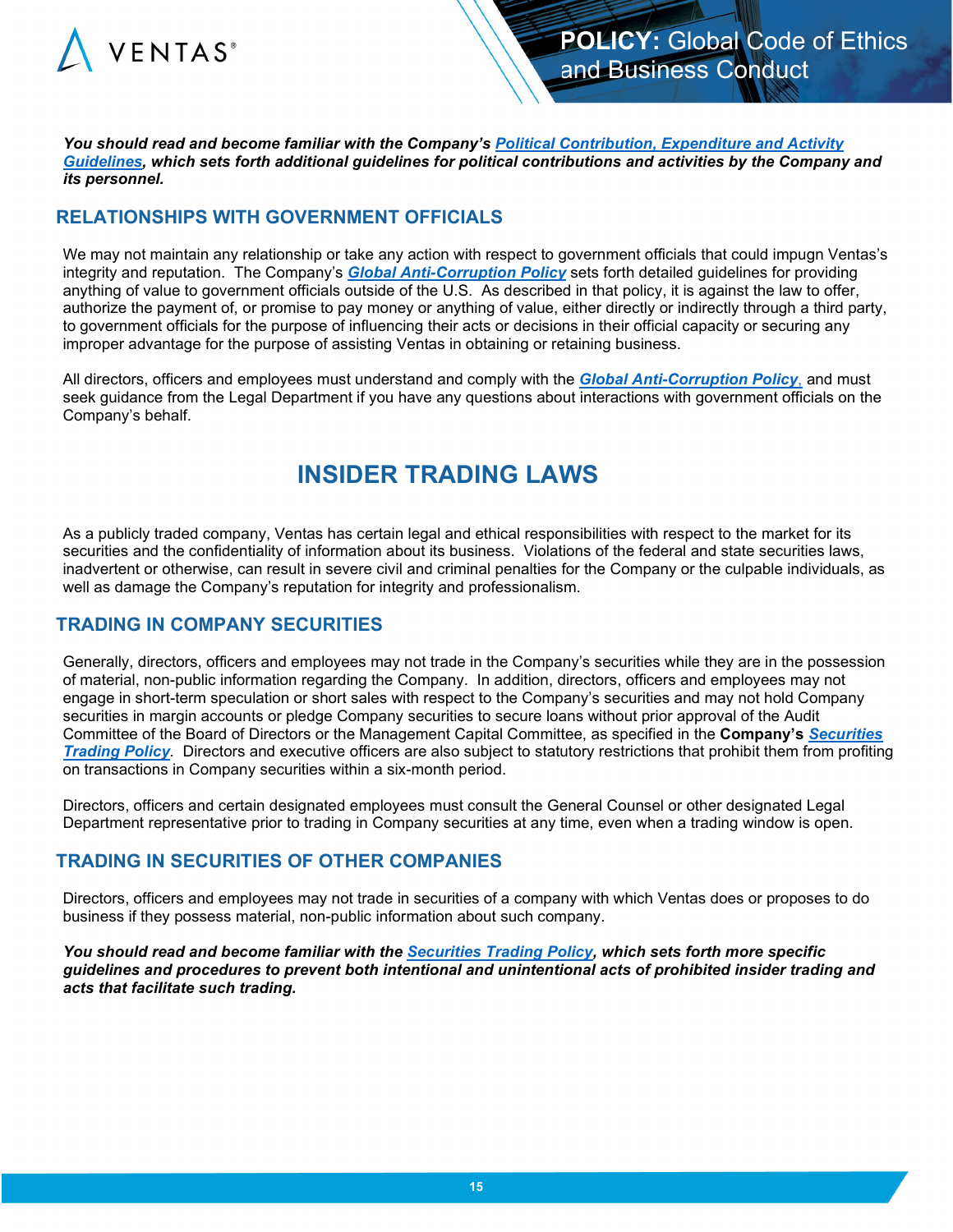***You should read and become familiar with the Company's Political Contribution, Expenditure and Activity Guidelines, which sets forth additional guidelines for political contributions and activities by the Company and its personnel.***

### RELATIONSHIPS WITH GOVERNMENT OFFICIALS

We may not maintain any relationship or take any action with respect to government officials that could impugn Ventas's integrity and reputation. The Company's ***Global Anti-Corruption Policy*** sets forth detailed guidelines for providing anything of value to government officials outside of the U.S. As described in that policy, it is against the law to offer, authorize the payment of, or promise to pay money or anything of value, either directly or indirectly through a third party, to government officials for the purpose of influencing their acts or decisions in their official capacity or securing any improper advantage for the purpose of assisting Ventas in obtaining or retaining business.

All directors, officers and employees must understand and comply with the ***Global Anti-Corruption Policy***, and must seek guidance from the Legal Department if you have any questions about interactions with government officials on the Company's behalf.

## INSIDER TRADING LAWS

As a publicly traded company, Ventas has certain legal and ethical responsibilities with respect to the market for its securities and the confidentiality of information about its business. Violations of the federal and state securities laws, inadvertent or otherwise, can result in severe civil and criminal penalties for the Company or the culpable individuals, as well as damage the Company's reputation for integrity and professionalism.

### TRADING IN COMPANY SECURITIES

Generally, directors, officers and employees may not trade in the Company's securities while they are in the possession of material, non-public information regarding the Company. In addition, directors, officers and employees may not engage in short-term speculation or short sales with respect to the Company's securities and may not hold Company securities in margin accounts or pledge Company securities to secure loans without prior approval of the Audit Committee of the Board of Directors or the Management Capital Committee, as specified in the **Company's *Securities Trading Policy***. Directors and executive officers are also subject to statutory restrictions that prohibit them from profiting on transactions in Company securities within a six-month period.

Directors, officers and certain designated employees must consult the General Counsel or other designated Legal Department representative prior to trading in Company securities at any time, even when a trading window is open.

### TRADING IN SECURITIES OF OTHER COMPANIES

Directors, officers and employees may not trade in securities of a company with which Ventas does or proposes to do business if they possess material, non-public information about such company.

***You should read and become familiar with the Securities Trading Policy, which sets forth more specific guidelines and procedures to prevent both intentional and unintentional acts of prohibited insider trading and acts that facilitate such trading.***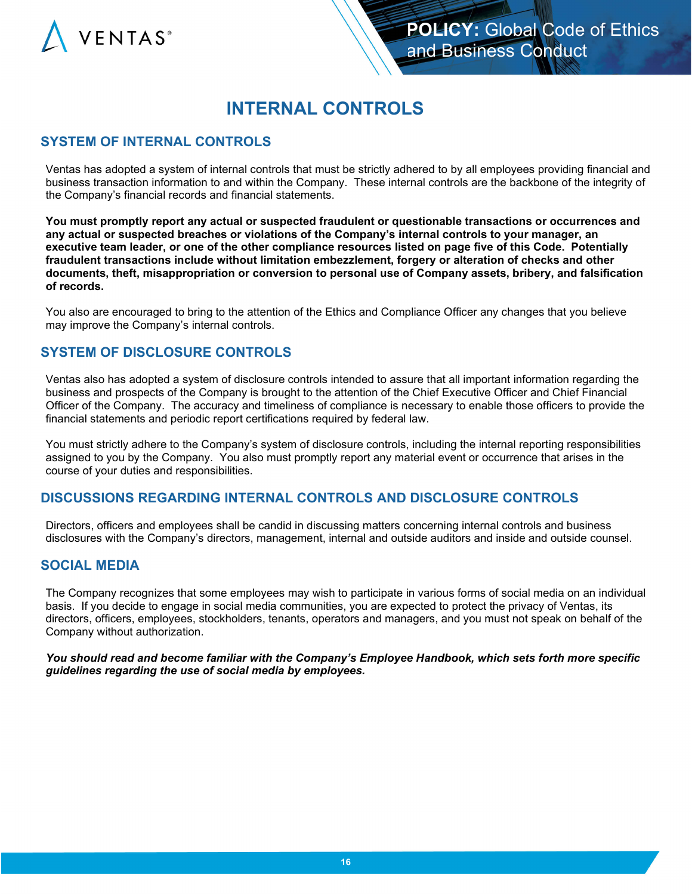# INTERNAL CONTROLS

## SYSTEM OF INTERNAL CONTROLS

Ventas has adopted a system of internal controls that must be strictly adhered to by all employees providing financial and business transaction information to and within the Company. These internal controls are the backbone of the integrity of the Company's financial records and financial statements.

**You must promptly report any actual or suspected fraudulent or questionable transactions or occurrences and any actual or suspected breaches or violations of the Company's internal controls to your manager, an executive team leader, or one of the other compliance resources listed on page five of this Code. Potentially fraudulent transactions include without limitation embezzlement, forgery or alteration of checks and other documents, theft, misappropriation or conversion to personal use of Company assets, bribery, and falsification of records.**

You also are encouraged to bring to the attention of the Ethics and Compliance Officer any changes that you believe may improve the Company's internal controls.

## SYSTEM OF DISCLOSURE CONTROLS

Ventas also has adopted a system of disclosure controls intended to assure that all important information regarding the business and prospects of the Company is brought to the attention of the Chief Executive Officer and Chief Financial Officer of the Company. The accuracy and timeliness of compliance is necessary to enable those officers to provide the financial statements and periodic report certifications required by federal law.

You must strictly adhere to the Company's system of disclosure controls, including the internal reporting responsibilities assigned to you by the Company. You also must promptly report any material event or occurrence that arises in the course of your duties and responsibilities.

## DISCUSSIONS REGARDING INTERNAL CONTROLS AND DISCLOSURE CONTROLS

Directors, officers and employees shall be candid in discussing matters concerning internal controls and business disclosures with the Company's directors, management, internal and outside auditors and inside and outside counsel.

## SOCIAL MEDIA

The Company recognizes that some employees may wish to participate in various forms of social media on an individual basis. If you decide to engage in social media communities, you are expected to protect the privacy of Ventas, its directors, officers, employees, stockholders, tenants, operators and managers, and you must not speak on behalf of the Company without authorization.

***You should read and become familiar with the Company's Employee Handbook, which sets forth more specific guidelines regarding the use of social media by employees.***